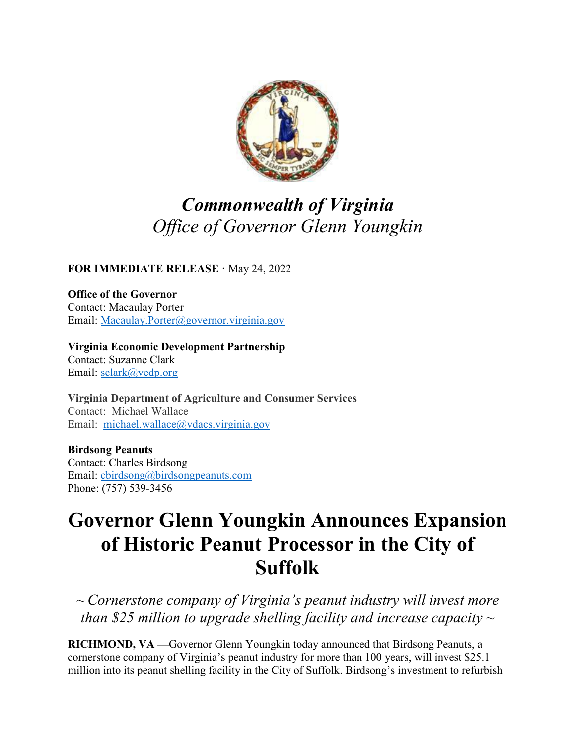*Commonwealth of Virginia*
*Office of Governor Glenn Youngkin*

**FOR IMMEDIATE RELEASE** · May 24, 2022

**Office of the Governor**
Contact: Macaulay Porter
Email: Macaulay.Porter@governor.virginia.gov

**Virginia Economic Development Partnership**
Contact: Suzanne Clark
Email: sclark@vedp.org

**Virginia Department of Agriculture and Consumer Services**
Contact: Michael Wallace
Email: michael.wallace@vdacs.virginia.gov

**Birdsong Peanuts**
Contact: Charles Birdsong
Email: cbirdsong@birdsongpeanuts.com
Phone: (757) 539-3456

# Governor Glenn Youngkin Announces Expansion of Historic Peanut Processor in the City of Suffolk

*~ Cornerstone company of Virginia's peanut industry will invest more than $25 million to upgrade shelling facility and increase capacity ~*

**RICHMOND, VA —**Governor Glenn Youngkin today announced that Birdsong Peanuts, a cornerstone company of Virginia's peanut industry for more than 100 years, will invest $25.1 million into its peanut shelling facility in the City of Suffolk. Birdsong's investment to refurbish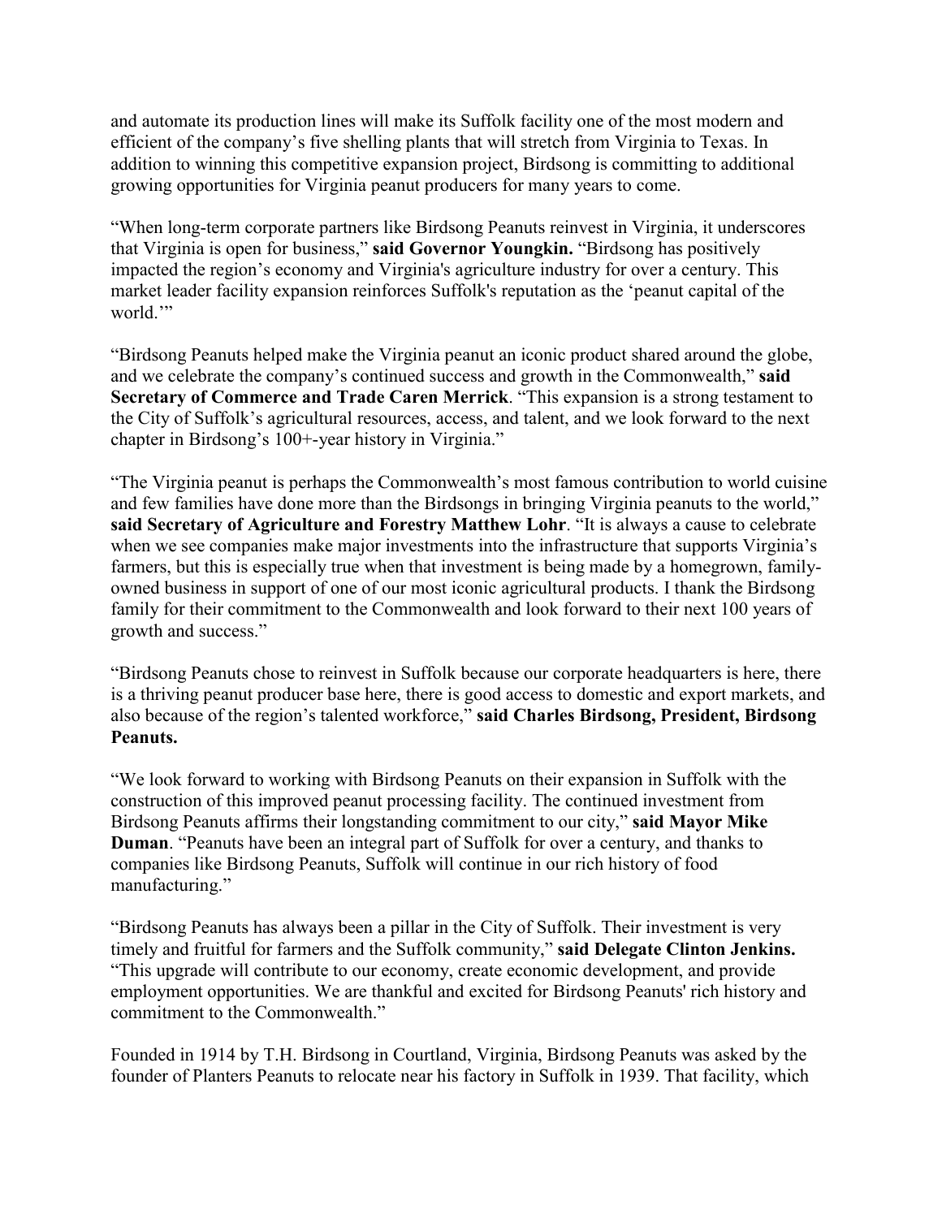and automate its production lines will make its Suffolk facility one of the most modern and efficient of the company's five shelling plants that will stretch from Virginia to Texas. In addition to winning this competitive expansion project, Birdsong is committing to additional growing opportunities for Virginia peanut producers for many years to come.

"When long-term corporate partners like Birdsong Peanuts reinvest in Virginia, it underscores that Virginia is open for business," **said Governor Youngkin.** "Birdsong has positively impacted the region's economy and Virginia's agriculture industry for over a century. This market leader facility expansion reinforces Suffolk's reputation as the 'peanut capital of the world.'"

"Birdsong Peanuts helped make the Virginia peanut an iconic product shared around the globe, and we celebrate the company's continued success and growth in the Commonwealth," **said Secretary of Commerce and Trade Caren Merrick**. "This expansion is a strong testament to the City of Suffolk's agricultural resources, access, and talent, and we look forward to the next chapter in Birdsong's 100+-year history in Virginia."

"The Virginia peanut is perhaps the Commonwealth's most famous contribution to world cuisine and few families have done more than the Birdsongs in bringing Virginia peanuts to the world," **said Secretary of Agriculture and Forestry Matthew Lohr**. "It is always a cause to celebrate when we see companies make major investments into the infrastructure that supports Virginia's farmers, but this is especially true when that investment is being made by a homegrown, family-owned business in support of one of our most iconic agricultural products. I thank the Birdsong family for their commitment to the Commonwealth and look forward to their next 100 years of growth and success."

"Birdsong Peanuts chose to reinvest in Suffolk because our corporate headquarters is here, there is a thriving peanut producer base here, there is good access to domestic and export markets, and also because of the region's talented workforce," **said Charles Birdsong, President, Birdsong Peanuts.**

"We look forward to working with Birdsong Peanuts on their expansion in Suffolk with the construction of this improved peanut processing facility. The continued investment from Birdsong Peanuts affirms their longstanding commitment to our city," **said Mayor Mike Duman**. "Peanuts have been an integral part of Suffolk for over a century, and thanks to companies like Birdsong Peanuts, Suffolk will continue in our rich history of food manufacturing."

"Birdsong Peanuts has always been a pillar in the City of Suffolk. Their investment is very timely and fruitful for farmers and the Suffolk community," **said Delegate Clinton Jenkins.** "This upgrade will contribute to our economy, create economic development, and provide employment opportunities. We are thankful and excited for Birdsong Peanuts' rich history and commitment to the Commonwealth."

Founded in 1914 by T.H. Birdsong in Courtland, Virginia, Birdsong Peanuts was asked by the founder of Planters Peanuts to relocate near his factory in Suffolk in 1939. That facility, which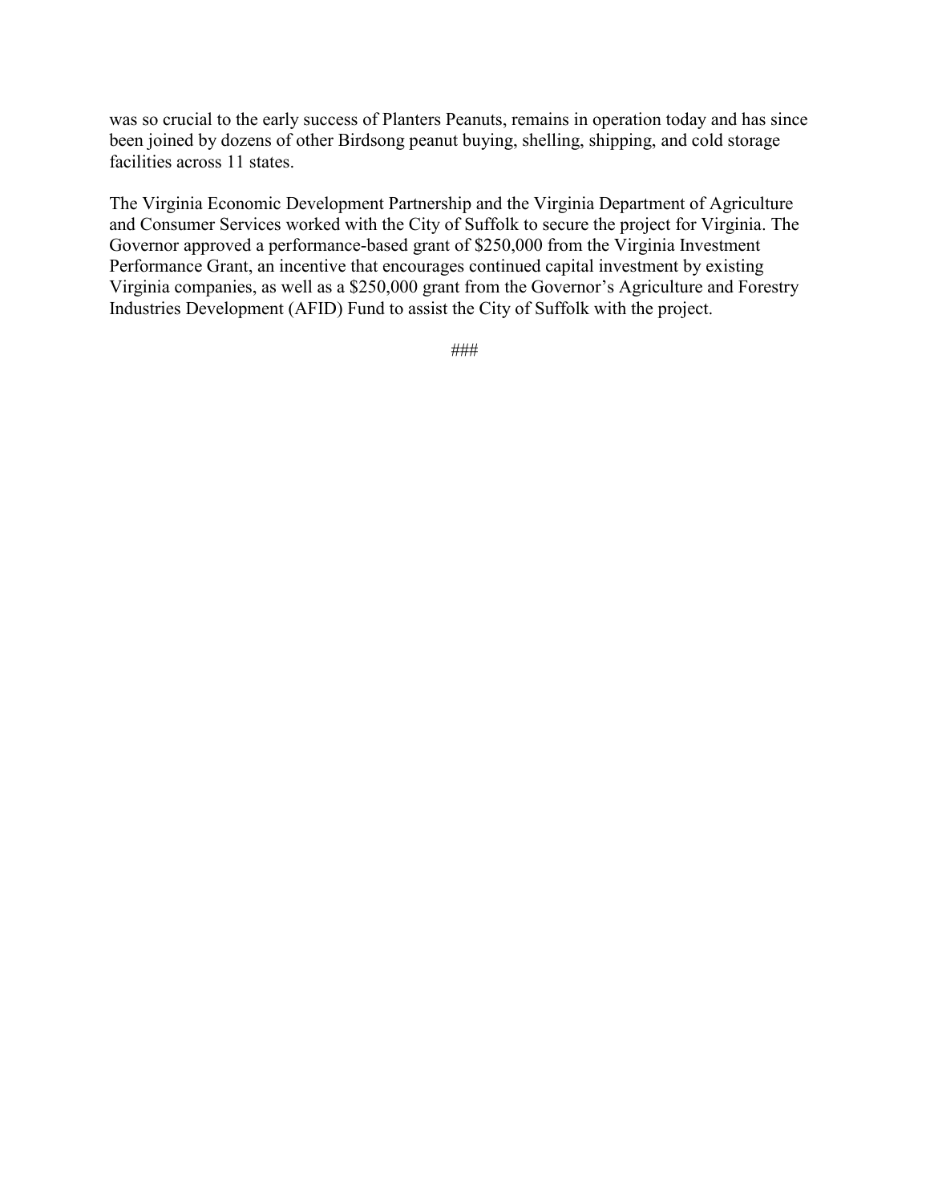was so crucial to the early success of Planters Peanuts, remains in operation today and has since been joined by dozens of other Birdsong peanut buying, shelling, shipping, and cold storage facilities across 11 states.

The Virginia Economic Development Partnership and the Virginia Department of Agriculture and Consumer Services worked with the City of Suffolk to secure the project for Virginia. The Governor approved a performance-based grant of $250,000 from the Virginia Investment Performance Grant, an incentive that encourages continued capital investment by existing Virginia companies, as well as a $250,000 grant from the Governor's Agriculture and Forestry Industries Development (AFID) Fund to assist the City of Suffolk with the project.

###